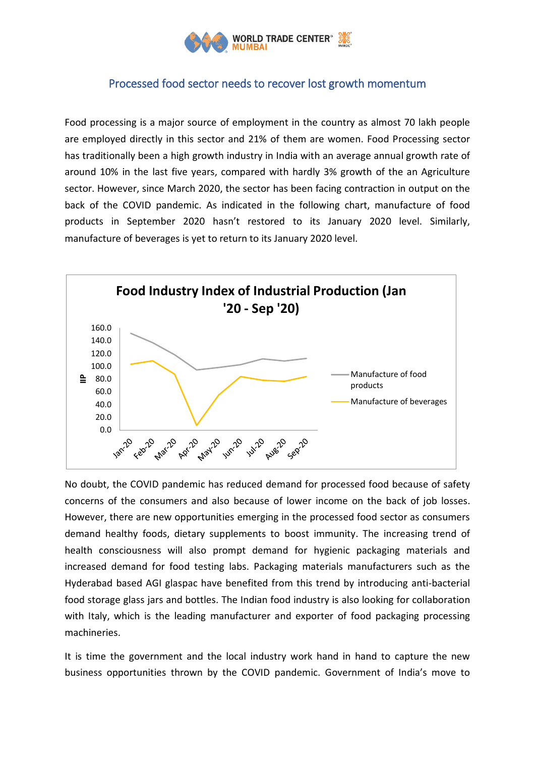## Processed food sector needs to recover lost growth momentum

Food processing is a major source of employment in the country as almost 70 lakh people are employed directly in this sector and 21% of them are women. Food Processing sector has traditionally been a high growth industry in India with an average annual growth rate of around 10% in the last five years, compared with hardly 3% growth of the an Agriculture sector. However, since March 2020, the sector has been facing contraction in output on the back of the COVID pandemic. As indicated in the following chart, manufacture of food products in September 2020 hasn't restored to its January 2020 level. Similarly, manufacture of beverages is yet to return to its January 2020 level.

No doubt, the COVID pandemic has reduced demand for processed food because of safety concerns of the consumers and also because of lower income on the back of job losses. However, there are new opportunities emerging in the processed food sector as consumers demand healthy foods, dietary supplements to boost immunity. The increasing trend of health consciousness will also prompt demand for hygienic packaging materials and increased demand for food testing labs. Packaging materials manufacturers such as the Hyderabad based AGI glaspac have benefited from this trend by introducing anti-bacterial food storage glass jars and bottles. The Indian food industry is also looking for collaboration with Italy, which is the leading manufacturer and exporter of food packaging processing machineries.

It is time the government and the local industry work hand in hand to capture the new business opportunities thrown by the COVID pandemic. Government of India's move to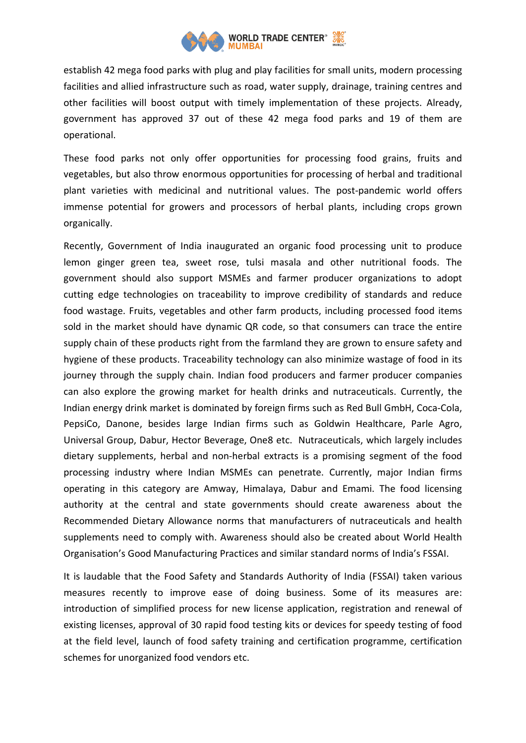establish 42 mega food parks with plug and play facilities for small units, modern processing facilities and allied infrastructure such as road, water supply, drainage, training centres and other facilities will boost output with timely implementation of these projects. Already, government has approved 37 out of these 42 mega food parks and 19 of them are operational.

These food parks not only offer opportunities for processing food grains, fruits and vegetables, but also throw enormous opportunities for processing of herbal and traditional plant varieties with medicinal and nutritional values. The post-pandemic world offers immense potential for growers and processors of herbal plants, including crops grown organically.

Recently, Government of India inaugurated an organic food processing unit to produce lemon ginger green tea, sweet rose, tulsi masala and other nutritional foods. The government should also support MSMEs and farmer producer organizations to adopt cutting edge technologies on traceability to improve credibility of standards and reduce food wastage. Fruits, vegetables and other farm products, including processed food items sold in the market should have dynamic QR code, so that consumers can trace the entire supply chain of these products right from the farmland they are grown to ensure safety and hygiene of these products. Traceability technology can also minimize wastage of food in its journey through the supply chain. Indian food producers and farmer producer companies can also explore the growing market for health drinks and nutraceuticals. Currently, the Indian energy drink market is dominated by foreign firms such as Red Bull GmbH, Coca-Cola, PepsiCo, Danone, besides large Indian firms such as Goldwin Healthcare, Parle Agro, Universal Group, Dabur, Hector Beverage, One8 etc. Nutraceuticals, which largely includes dietary supplements, herbal and non-herbal extracts is a promising segment of the food processing industry where Indian MSMEs can penetrate. Currently, major Indian firms operating in this category are Amway, Himalaya, Dabur and Emami. The food licensing authority at the central and state governments should create awareness about the Recommended Dietary Allowance norms that manufacturers of nutraceuticals and health supplements need to comply with. Awareness should also be created about World Health Organisation's Good Manufacturing Practices and similar standard norms of India's FSSAI.

It is laudable that the Food Safety and Standards Authority of India (FSSAI) taken various measures recently to improve ease of doing business. Some of its measures are: introduction of simplified process for new license application, registration and renewal of existing licenses, approval of 30 rapid food testing kits or devices for speedy testing of food at the field level, launch of food safety training and certification programme, certification schemes for unorganized food vendors etc.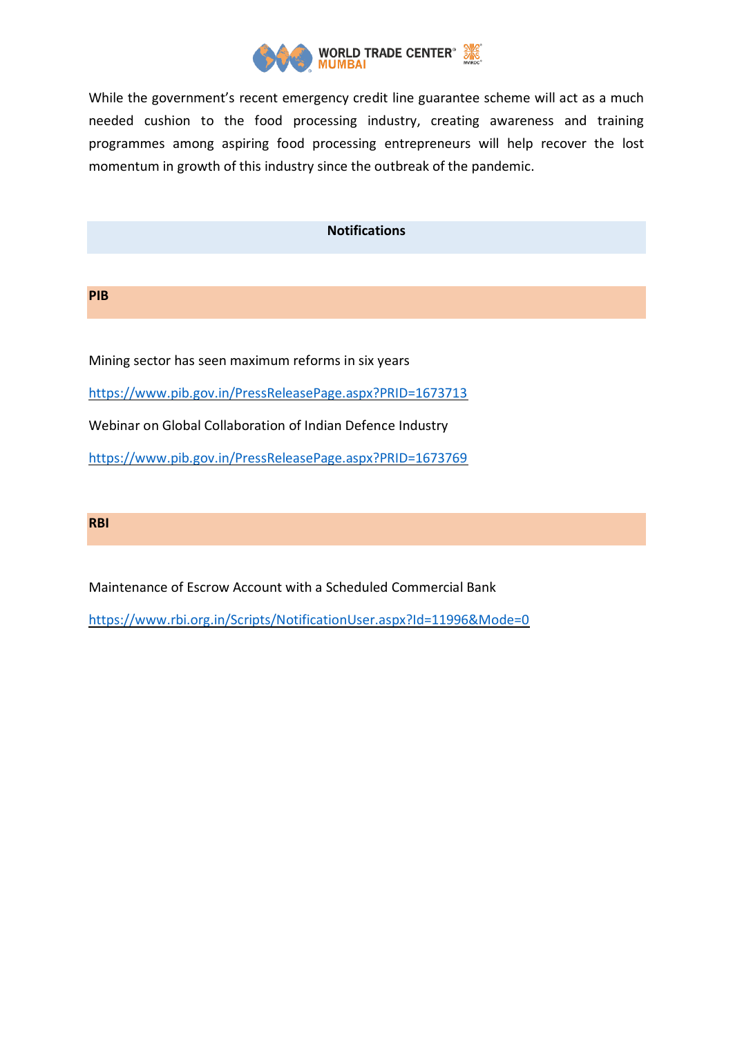While the government's recent emergency credit line guarantee scheme will act as a much needed cushion to the food processing industry, creating awareness and training programmes among aspiring food processing entrepreneurs will help recover the lost momentum in growth of this industry since the outbreak of the pandemic.

## Notifications

### PIB

Mining sector has seen maximum reforms in six years

https://www.pib.gov.in/PressReleasePage.aspx?PRID=1673713

Webinar on Global Collaboration of Indian Defence Industry

https://www.pib.gov.in/PressReleasePage.aspx?PRID=1673769

### RBI

Maintenance of Escrow Account with a Scheduled Commercial Bank

https://www.rbi.org.in/Scripts/NotificationUser.aspx?Id=11996&Mode=0